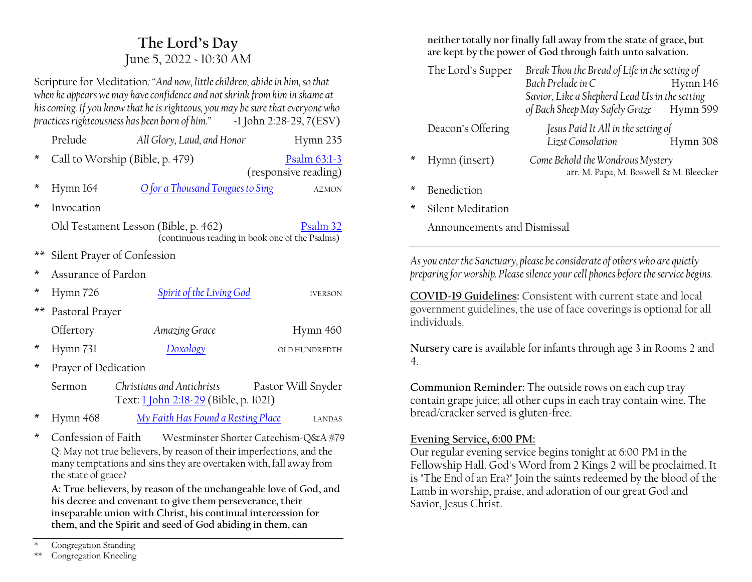# The Lord's Day

June 5, 2022 - 10:30 AM

Scripture for Meditation: "*And now, little children, abide in him, so that when he appears we may have confidence and not shrink from him in shame at his coming. If you know that he is righteous, you may be sure that everyone who practices righteousness has been born of him.*" -1 John 2:28-29, 7(ESV)

Prelude — *All Glory, Laud, and Honor* — Hymn 235

\* Call to Worship (Bible, p. 479) — Psalm 63:1-3 (responsive reading)

\* Hymn 164 — *O for a Thousand Tongues to Sing* — AZMON

\* Invocation

Old Testament Lesson (Bible, p. 462) — Psalm 32 (continuous reading in book one of the Psalms)

\*\* Silent Prayer of Confession

\* Assurance of Pardon

\* Hymn 726 — *Spirit of the Living God* — IVERSON

\*\* Pastoral Prayer

Offertory — *Amazing Grace* — Hymn 460

\* Hymn 731 — *Doxology* — OLD HUNDREDTH

\* Prayer of Dedication

Sermon — *Christians and Antichrists* — Pastor Will Snyder
Text: 1 John 2:18-29 (Bible, p. 1021)

\* Hymn 468 — *My Faith Has Found a Resting Place* — LANDAS

\* Confession of Faith — Westminster Shorter Catechism-Q&A #79

Q: May not true believers, by reason of their imperfections, and the many temptations and sins they are overtaken with, fall away from the state of grace?

**A: True believers, by reason of the unchangeable love of God, and his decree and covenant to give them perseverance, their inseparable union with Christ, his continual intercession for them, and the Spirit and seed of God abiding in them, can neither totally nor finally fall away from the state of grace, but are kept by the power of God through faith unto salvation.**

The Lord's Supper — *Break Thou the Bread of Life in the setting of Bach Prelude in C* — Hymn 146
*Savior, Like a Shepherd Lead Us in the setting of Bach Sheep May Safely Graze* — Hymn 599

Deacon's Offering — *Jesus Paid It All in the setting of Lizst Consolation* — Hymn 308

\* Hymn (insert) — *Come Behold the Wondrous Mystery* — arr. M. Papa, M. Boswell & M. Bleecker

\* Benediction

\* Silent Meditation

Announcements and Dismissal

\* Congregation Standing
\*\* Congregation Kneeling

---

*As you enter the Sanctuary, please be considerate of others who are quietly preparing for worship. Please silence your cell phones before the service begins.*

**COVID-19 Guidelines:** Consistent with current state and local government guidelines, the use of face coverings is optional for all individuals.

**Nursery care** is available for infants through age 3 in Rooms 2 and 4.

**Communion Reminder:** The outside rows on each cup tray contain grape juice; all other cups in each tray contain wine. The bread/cracker served is gluten-free.

**Evening Service, 6:00 PM:**
Our regular evening service begins tonight at 6:00 PM in the Fellowship Hall. God's Word from 2 Kings 2 will be proclaimed. It is "The End of an Era?" Join the saints redeemed by the blood of the Lamb in worship, praise, and adoration of our great God and Savior, Jesus Christ.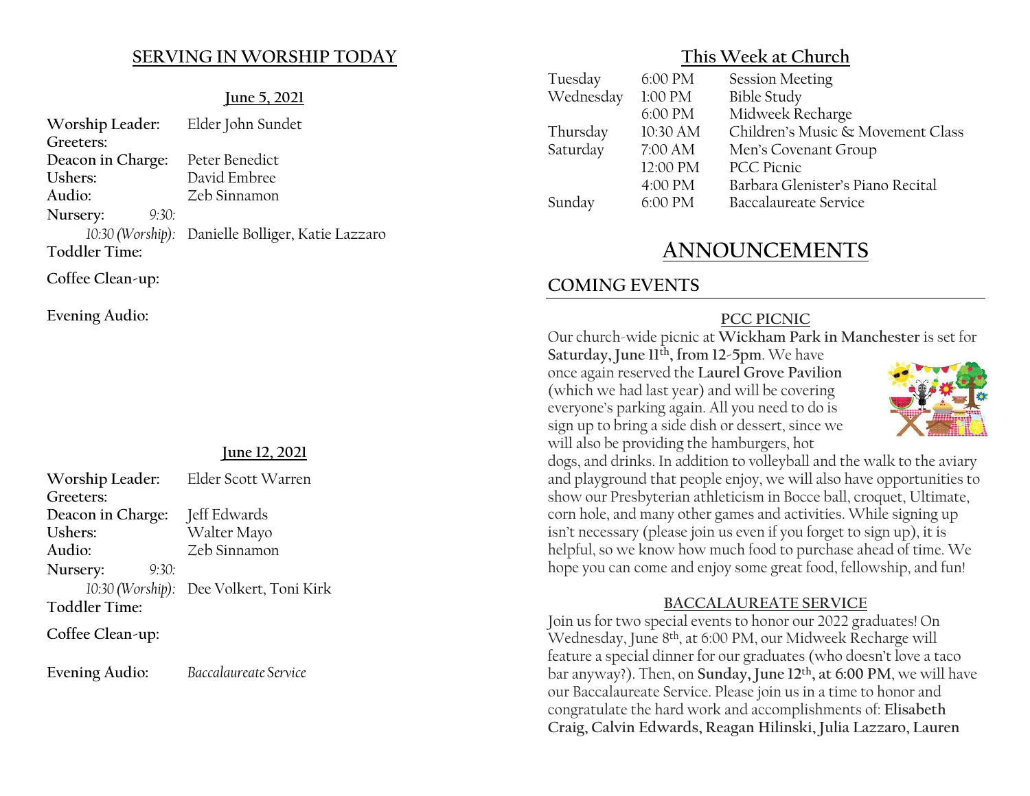## SERVING IN WORSHIP TODAY

### June 5, 2021

**Worship Leader:** Elder John Sundet
**Greeters:**
**Deacon in Charge:** Peter Benedict
**Ushers:** David Embree
**Audio:** Zeb Sinnamon
**Nursery:** *9:30:*
*10:30 (Worship):* Danielle Bolliger, Katie Lazzaro
**Toddler Time:**

**Coffee Clean-up:**

**Evening Audio:**

### June 12, 2021

**Worship Leader:** Elder Scott Warren
**Greeters:**
**Deacon in Charge:** Jeff Edwards
**Ushers:** Walter Mayo
**Audio:** Zeb Sinnamon
**Nursery:** *9:30:*
*10:30 (Worship):* Dee Volkert, Toni Kirk
**Toddler Time:**

**Coffee Clean-up:**

**Evening Audio:** *Baccalaureate Service*

## This Week at Church

| | | |
|---|---|---|
| Tuesday | 6:00 PM | Session Meeting |
| Wednesday | 1:00 PM | Bible Study |
| | 6:00 PM | Midweek Recharge |
| Thursday | 10:30 AM | Children's Music & Movement Class |
| Saturday | 7:00 AM | Men's Covenant Group |
| | 12:00 PM | PCC Picnic |
| | 4:00 PM | Barbara Glenister's Piano Recital |
| Sunday | 6:00 PM | Baccalaureate Service |

# ANNOUNCEMENTS

## COMING EVENTS

### PCC PICNIC

Our church-wide picnic at **Wickham Park in Manchester** is set for **Saturday, June 11th, from 12-5pm**. We have once again reserved the **Laurel Grove Pavilion** (which we had last year) and will be covering everyone's parking again. All you need to do is sign up to bring a side dish or dessert, since we will also be providing the hamburgers, hot dogs, and drinks. In addition to volleyball and the walk to the aviary and playground that people enjoy, we will also have opportunities to show our Presbyterian athleticism in Bocce ball, croquet, Ultimate, corn hole, and many other games and activities. While signing up isn't necessary (please join us even if you forget to sign up), it is helpful, so we know how much food to purchase ahead of time. We hope you can come and enjoy some great food, fellowship, and fun!

### BACCALAUREATE SERVICE

Join us for two special events to honor our 2022 graduates! On Wednesday, June 8th, at 6:00 PM, our Midweek Recharge will feature a special dinner for our graduates (who doesn't love a taco bar anyway?). Then, on **Sunday, June 12th, at 6:00 PM**, we will have our Baccalaureate Service. Please join us in a time to honor and congratulate the hard work and accomplishments of: **Elisabeth Craig, Calvin Edwards, Reagan Hilinski, Julia Lazzaro, Lauren**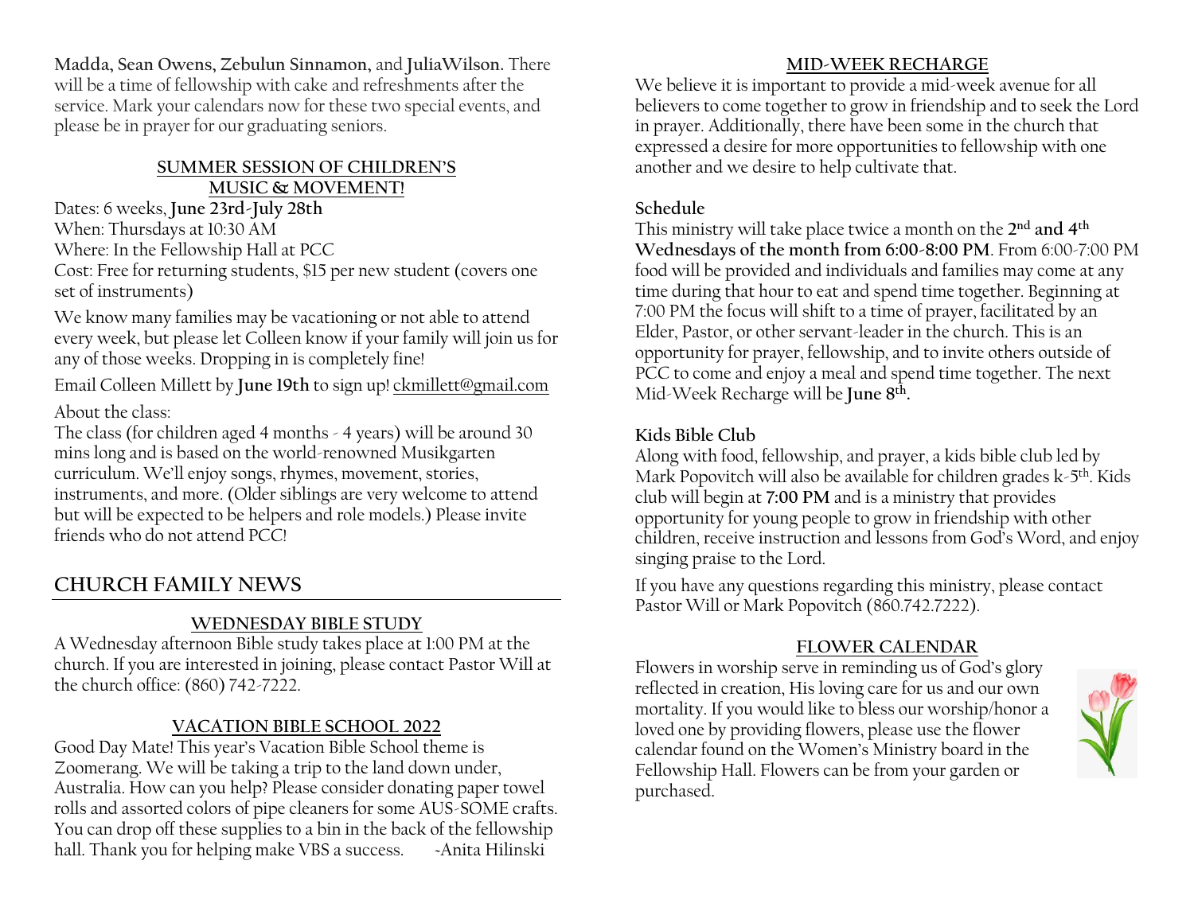**Madda, Sean Owens, Zebulun Sinnamon,** and **JuliaWilson.** There will be a time of fellowship with cake and refreshments after the service. Mark your calendars now for these two special events, and please be in prayer for our graduating seniors.

### SUMMER SESSION OF CHILDREN'S MUSIC & MOVEMENT!

Dates: 6 weeks, **June 23rd-July 28th**
When: Thursdays at 10:30 AM
Where: In the Fellowship Hall at PCC
Cost: Free for returning students, $15 per new student (covers one set of instruments)

We know many families may be vacationing or not able to attend every week, but please let Colleen know if your family will join us for any of those weeks. Dropping in is completely fine!

Email Colleen Millett by **June 19th** to sign up! ckmillett@gmail.com

About the class:
The class (for children aged 4 months - 4 years) will be around 30 mins long and is based on the world-renowned Musikgarten curriculum. We'll enjoy songs, rhymes, movement, stories, instruments, and more. (Older siblings are very welcome to attend but will be expected to be helpers and role models.) Please invite friends who do not attend PCC!

## CHURCH FAMILY NEWS

### WEDNESDAY BIBLE STUDY

A Wednesday afternoon Bible study takes place at 1:00 PM at the church. If you are interested in joining, please contact Pastor Will at the church office: (860) 742-7222.

### VACATION BIBLE SCHOOL 2022

Good Day Mate! This year's Vacation Bible School theme is Zoomerang. We will be taking a trip to the land down under, Australia. How can you help? Please consider donating paper towel rolls and assorted colors of pipe cleaners for some AUS-SOME crafts. You can drop off these supplies to a bin in the back of the fellowship hall. Thank you for helping make VBS a success. -Anita Hilinski

### MID-WEEK RECHARGE

We believe it is important to provide a mid-week avenue for all believers to come together to grow in friendship and to seek the Lord in prayer. Additionally, there have been some in the church that expressed a desire for more opportunities to fellowship with one another and we desire to help cultivate that.

**Schedule**
This ministry will take place twice a month on the **2nd and 4th Wednesdays of the month from 6:00-8:00 PM**. From 6:00-7:00 PM food will be provided and individuals and families may come at any time during that hour to eat and spend time together. Beginning at 7:00 PM the focus will shift to a time of prayer, facilitated by an Elder, Pastor, or other servant-leader in the church. This is an opportunity for prayer, fellowship, and to invite others outside of PCC to come and enjoy a meal and spend time together. The next Mid-Week Recharge will be **June 8th.**

**Kids Bible Club**
Along with food, fellowship, and prayer, a kids bible club led by Mark Popovitch will also be available for children grades k-5th. Kids club will begin at **7:00 PM** and is a ministry that provides opportunity for young people to grow in friendship with other children, receive instruction and lessons from God's Word, and enjoy singing praise to the Lord.

If you have any questions regarding this ministry, please contact Pastor Will or Mark Popovitch (860.742.7222).

### FLOWER CALENDAR

Flowers in worship serve in reminding us of God's glory reflected in creation, His loving care for us and our own mortality. If you would like to bless our worship/honor a loved one by providing flowers, please use the flower calendar found on the Women's Ministry board in the Fellowship Hall. Flowers can be from your garden or purchased.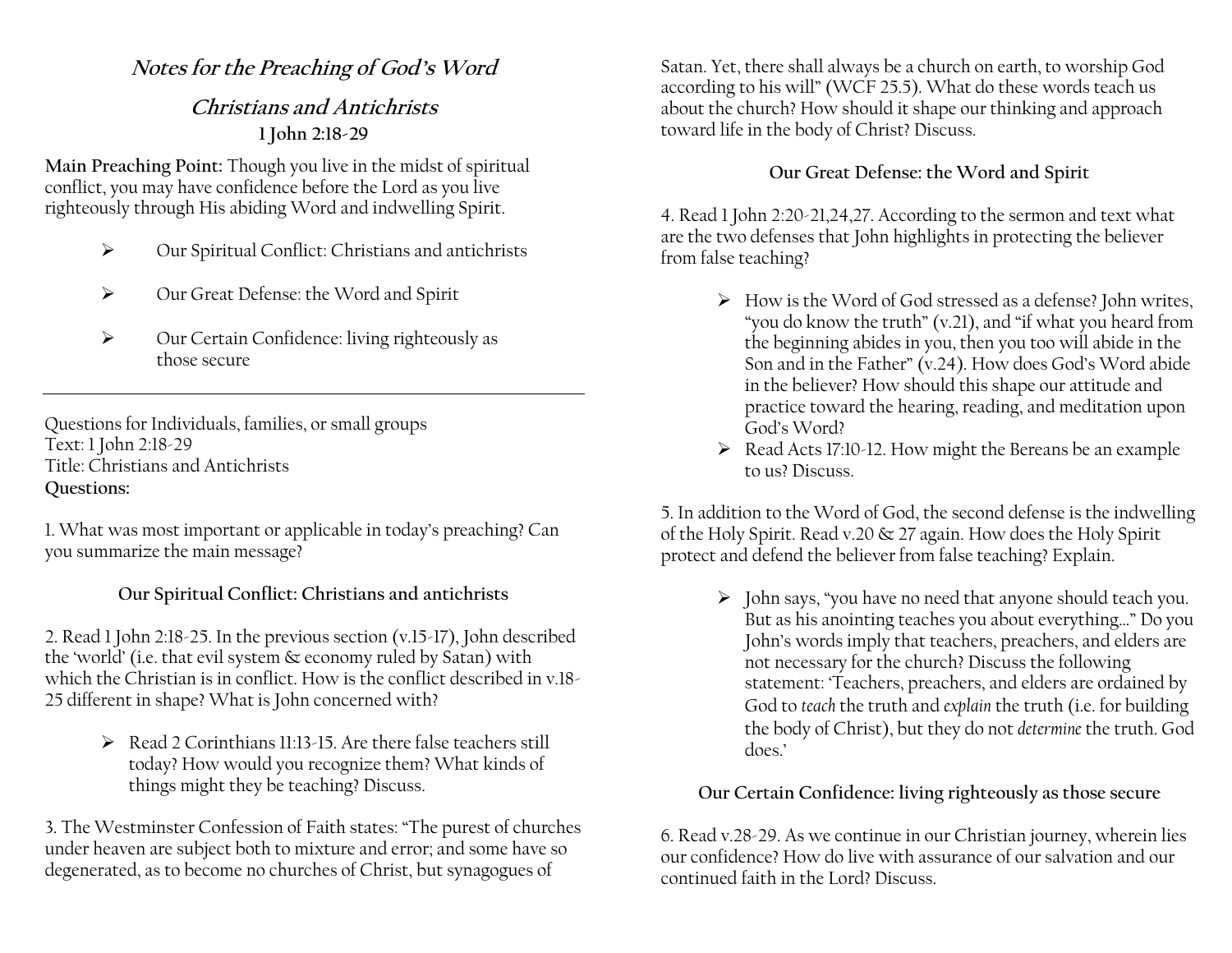## *Notes for the Preaching of God's Word*

## *Christians and Antichrists*

### 1 John 2:18-29

**Main Preaching Point:** Though you live in the midst of spiritual conflict, you may have confidence before the Lord as you live righteously through His abiding Word and indwelling Spirit.

- Our Spiritual Conflict: Christians and antichrists
- Our Great Defense: the Word and Spirit
- Our Certain Confidence: living righteously as those secure

---

Questions for Individuals, families, or small groups
Text: 1 John 2:18-29
Title: Christians and Antichrists
**Questions:**

1. What was most important or applicable in today's preaching? Can you summarize the main message?

**Our Spiritual Conflict: Christians and antichrists**

2. Read 1 John 2:18-25. In the previous section (v.15-17), John described the 'world' (i.e. that evil system & economy ruled by Satan) with which the Christian is in conflict. How is the conflict described in v.18-25 different in shape? What is John concerned with?

- Read 2 Corinthians 11:13-15. Are there false teachers still today? How would you recognize them? What kinds of things might they be teaching? Discuss.

3. The Westminster Confession of Faith states: "The purest of churches under heaven are subject both to mixture and error; and some have so degenerated, as to become no churches of Christ, but synagogues of Satan. Yet, there shall always be a church on earth, to worship God according to his will" (WCF 25.5). What do these words teach us about the church? How should it shape our thinking and approach toward life in the body of Christ? Discuss.

**Our Great Defense: the Word and Spirit**

4. Read 1 John 2:20-21,24,27. According to the sermon and text what are the two defenses that John highlights in protecting the believer from false teaching?

- How is the Word of God stressed as a defense? John writes, "you do know the truth" (v.21), and "if what you heard from the beginning abides in you, then you too will abide in the Son and in the Father" (v.24). How does God's Word abide in the believer? How should this shape our attitude and practice toward the hearing, reading, and meditation upon God's Word?
- Read Acts 17:10-12. How might the Bereans be an example to us? Discuss.

5. In addition to the Word of God, the second defense is the indwelling of the Holy Spirit. Read v.20 & 27 again. How does the Holy Spirit protect and defend the believer from false teaching? Explain.

- John says, "you have no need that anyone should teach you. But as his anointing teaches you about everything..." Do you John's words imply that teachers, preachers, and elders are not necessary for the church? Discuss the following statement: 'Teachers, preachers, and elders are ordained by God to *teach* the truth and *explain* the truth (i.e. for building the body of Christ), but they do not *determine* the truth. God does.'

**Our Certain Confidence: living righteously as those secure**

6. Read v.28-29. As we continue in our Christian journey, wherein lies our confidence? How do live with assurance of our salvation and our continued faith in the Lord? Discuss.